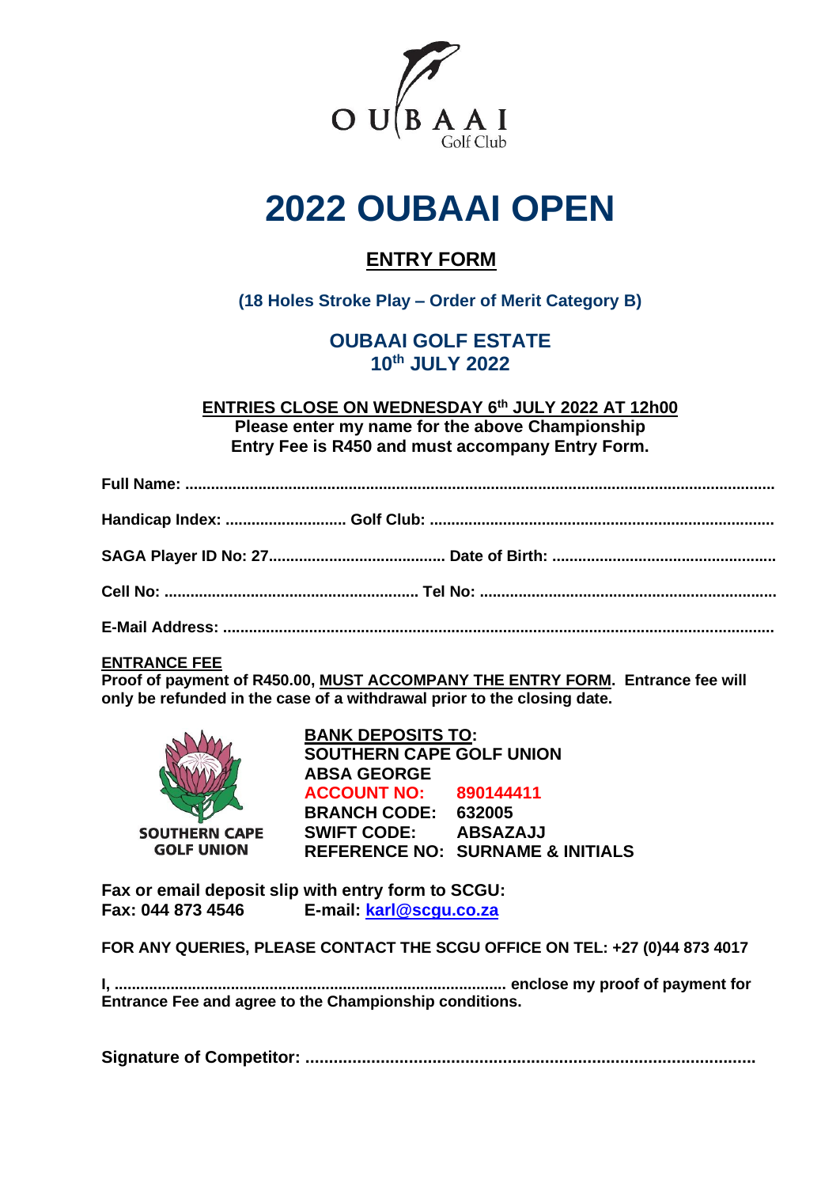OUBAAI Golf Club

# 2022 OUBAAI OPEN

## ENTRY FORM

**(18 Holes Stroke Play – Order of Merit Category B)**

**OUBAAI GOLF ESTATE**
**10th JULY 2022**

**ENTRIES CLOSE ON WEDNESDAY 6th JULY 2022 AT 12h00**
**Please enter my name for the above Championship**
**Entry Fee is R450 and must accompany Entry Form.**

**Full Name:** ..........................................................................................................................................

**Handicap Index:** ........................... **Golf Club:** ..............................................................................

**SAGA Player ID No: 27**........................................ **Date of Birth:** ..................................................

**Cell No:** .......................................................... **Tel No:** ....................................................................

**E-Mail Address:** ..............................................................................................................................

**ENTRANCE FEE**
**Proof of payment of R450.00, MUST ACCOMPANY THE ENTRY FORM. Entrance fee will only be refunded in the case of a withdrawal prior to the closing date.**

SOUTHERN CAPE GOLF UNION

**BANK DEPOSITS TO:**
**SOUTHERN CAPE GOLF UNION**
**ABSA GEORGE**
**ACCOUNT NO: 890144411**
**BRANCH CODE: 632005**
**SWIFT CODE: ABSAZAJJ**
**REFERENCE NO: SURNAME & INITIALS**

**Fax or email deposit slip with entry form to SCGU:**
**Fax: 044 873 4546 E-mail: karl@scgu.co.za**

**FOR ANY QUERIES, PLEASE CONTACT THE SCGU OFFICE ON TEL: +27 (0)44 873 4017**

**I,** ........................................................................................ **enclose my proof of payment for Entrance Fee and agree to the Championship conditions.**

**Signature of Competitor:** ...............................................................................................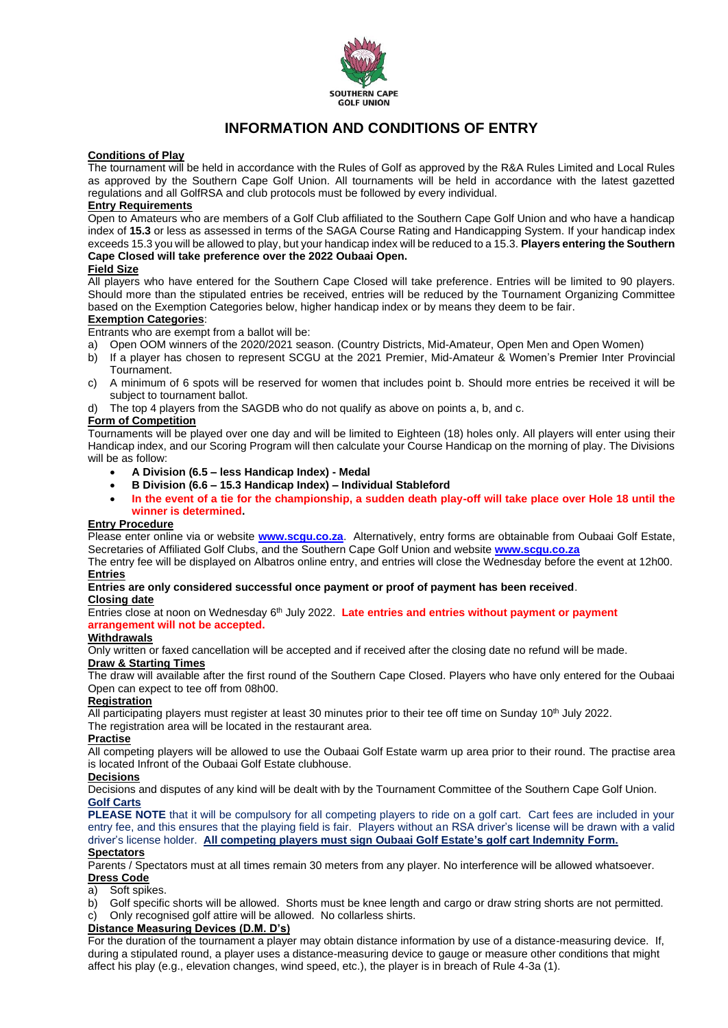SOUTHERN CAPE GOLF UNION

# INFORMATION AND CONDITIONS OF ENTRY

**Conditions of Play**

The tournament will be held in accordance with the Rules of Golf as approved by the R&A Rules Limited and Local Rules as approved by the Southern Cape Golf Union. All tournaments will be held in accordance with the latest gazetted regulations and all GolfRSA and club protocols must be followed by every individual.

**Entry Requirements**

Open to Amateurs who are members of a Golf Club affiliated to the Southern Cape Golf Union and who have a handicap index of **15.3** or less as assessed in terms of the SAGA Course Rating and Handicapping System. If your handicap index exceeds 15.3 you will be allowed to play, but your handicap index will be reduced to a 15.3. **Players entering the Southern Cape Closed will take preference over the 2022 Oubaai Open.**

**Field Size**

All players who have entered for the Southern Cape Closed will take preference. Entries will be limited to 90 players. Should more than the stipulated entries be received, entries will be reduced by the Tournament Organizing Committee based on the Exemption Categories below, higher handicap index or by means they deem to be fair.

**Exemption Categories**:

Entrants who are exempt from a ballot will be:

a) Open OOM winners of the 2020/2021 season. (Country Districts, Mid-Amateur, Open Men and Open Women)
b) If a player has chosen to represent SCGU at the 2021 Premier, Mid-Amateur & Women's Premier Inter Provincial Tournament.
c) A minimum of 6 spots will be reserved for women that includes point b. Should more entries be received it will be subject to tournament ballot.
d) The top 4 players from the SAGDB who do not qualify as above on points a, b, and c.

**Form of Competition**

Tournaments will be played over one day and will be limited to Eighteen (18) holes only. All players will enter using their Handicap index, and our Scoring Program will then calculate your Course Handicap on the morning of play. The Divisions will be as follow:

- **A Division (6.5 – less Handicap Index) - Medal**
- **B Division (6.6 – 15.3 Handicap Index) – Individual Stableford**
- **In the event of a tie for the championship, a sudden death play-off will take place over Hole 18 until the winner is determined.**

**Entry Procedure**

Please enter online via or website **www.scgu.co.za**. Alternatively, entry forms are obtainable from Oubaai Golf Estate, Secretaries of Affiliated Golf Clubs, and the Southern Cape Golf Union and website **www.scgu.co.za**

The entry fee will be displayed on Albatros online entry, and entries will close the Wednesday before the event at 12h00.

**Entries**

**Entries are only considered successful once payment or proof of payment has been received**.

**Closing date**

Entries close at noon on Wednesday 6th July 2022. **Late entries and entries without payment or payment arrangement will not be accepted.**

**Withdrawals**

Only written or faxed cancellation will be accepted and if received after the closing date no refund will be made.

**Draw & Starting Times**

The draw will available after the first round of the Southern Cape Closed. Players who have only entered for the Oubaai Open can expect to tee off from 08h00.

**Registration**

All participating players must register at least 30 minutes prior to their tee off time on Sunday 10th July 2022.

The registration area will be located in the restaurant area.

**Practise**

All competing players will be allowed to use the Oubaai Golf Estate warm up area prior to their round. The practise area is located Infront of the Oubaai Golf Estate clubhouse.

**Decisions**

Decisions and disputes of any kind will be dealt with by the Tournament Committee of the Southern Cape Golf Union.

**Golf Carts**

**PLEASE NOTE** that it will be compulsory for all competing players to ride on a golf cart. Cart fees are included in your entry fee, and this ensures that the playing field is fair. Players without an RSA driver's license will be drawn with a valid driver's license holder. **All competing players must sign Oubaai Golf Estate's golf cart Indemnity Form.**

**Spectators**

Parents / Spectators must at all times remain 30 meters from any player. No interference will be allowed whatsoever.

**Dress Code**

a) Soft spikes.
b) Golf specific shorts will be allowed. Shorts must be knee length and cargo or draw string shorts are not permitted.
c) Only recognised golf attire will be allowed. No collarless shirts.

**Distance Measuring Devices (D.M. D's)**

For the duration of the tournament a player may obtain distance information by use of a distance-measuring device. If, during a stipulated round, a player uses a distance-measuring device to gauge or measure other conditions that might affect his play (e.g., elevation changes, wind speed, etc.), the player is in breach of Rule 4-3a (1).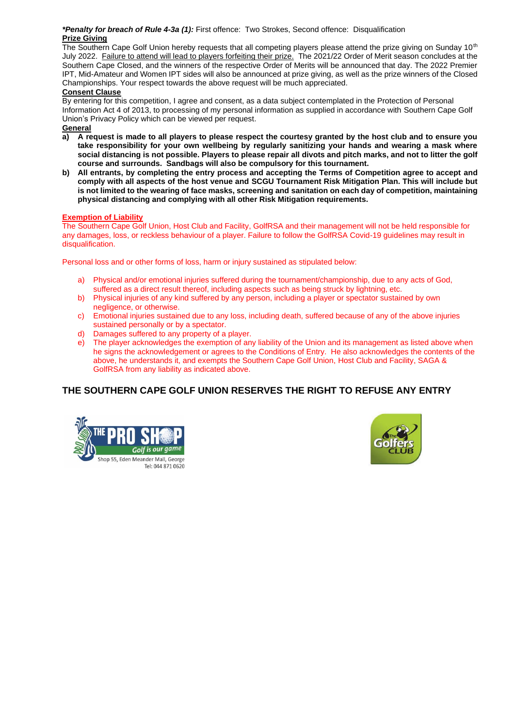***Penalty for breach of Rule 4-3a (1):*** First offence: Two Strokes, Second offence: Disqualification

**Prize Giving**

The Southern Cape Golf Union hereby requests that all competing players please attend the prize giving on Sunday 10th July 2022. Failure to attend will lead to players forfeiting their prize. The 2021/22 Order of Merit season concludes at the Southern Cape Closed, and the winners of the respective Order of Merits will be announced that day. The 2022 Premier IPT, Mid-Amateur and Women IPT sides will also be announced at prize giving, as well as the prize winners of the Closed Championships. Your respect towards the above request will be much appreciated.

**Consent Clause**

By entering for this competition, I agree and consent, as a data subject contemplated in the Protection of Personal Information Act 4 of 2013, to processing of my personal information as supplied in accordance with Southern Cape Golf Union's Privacy Policy which can be viewed per request.

**General**

**a) A request is made to all players to please respect the courtesy granted by the host club and to ensure you take responsibility for your own wellbeing by regularly sanitizing your hands and wearing a mask where social distancing is not possible. Players to please repair all divots and pitch marks, and not to litter the golf course and surrounds. Sandbags will also be compulsory for this tournament.**

**b) All entrants, by completing the entry process and accepting the Terms of Competition agree to accept and comply with all aspects of the host venue and SCGU Tournament Risk Mitigation Plan. This will include but is not limited to the wearing of face masks, screening and sanitation on each day of competition, maintaining physical distancing and complying with all other Risk Mitigation requirements.**

**Exemption of Liability**

The Southern Cape Golf Union, Host Club and Facility, GolfRSA and their management will not be held responsible for any damages, loss, or reckless behaviour of a player. Failure to follow the GolfRSA Covid-19 guidelines may result in disqualification.

Personal loss and or other forms of loss, harm or injury sustained as stipulated below:

a) Physical and/or emotional injuries suffered during the tournament/championship, due to any acts of God, suffered as a direct result thereof, including aspects such as being struck by lightning, etc.
b) Physical injuries of any kind suffered by any person, including a player or spectator sustained by own negligence, or otherwise.
c) Emotional injuries sustained due to any loss, including death, suffered because of any of the above injuries sustained personally or by a spectator.
d) Damages suffered to any property of a player.
e) The player acknowledges the exemption of any liability of the Union and its management as listed above when he signs the acknowledgement or agrees to the Conditions of Entry. He also acknowledges the contents of the above, he understands it, and exempts the Southern Cape Golf Union, Host Club and Facility, SAGA & GolfRSA from any liability as indicated above.

## THE SOUTHERN CAPE GOLF UNION RESERVES THE RIGHT TO REFUSE ANY ENTRY

THE PRO SHOP
Golf is our game
Shop 55, Eden Meander Mall, George
Tel: 044 871 0620

The Golfers CLUB